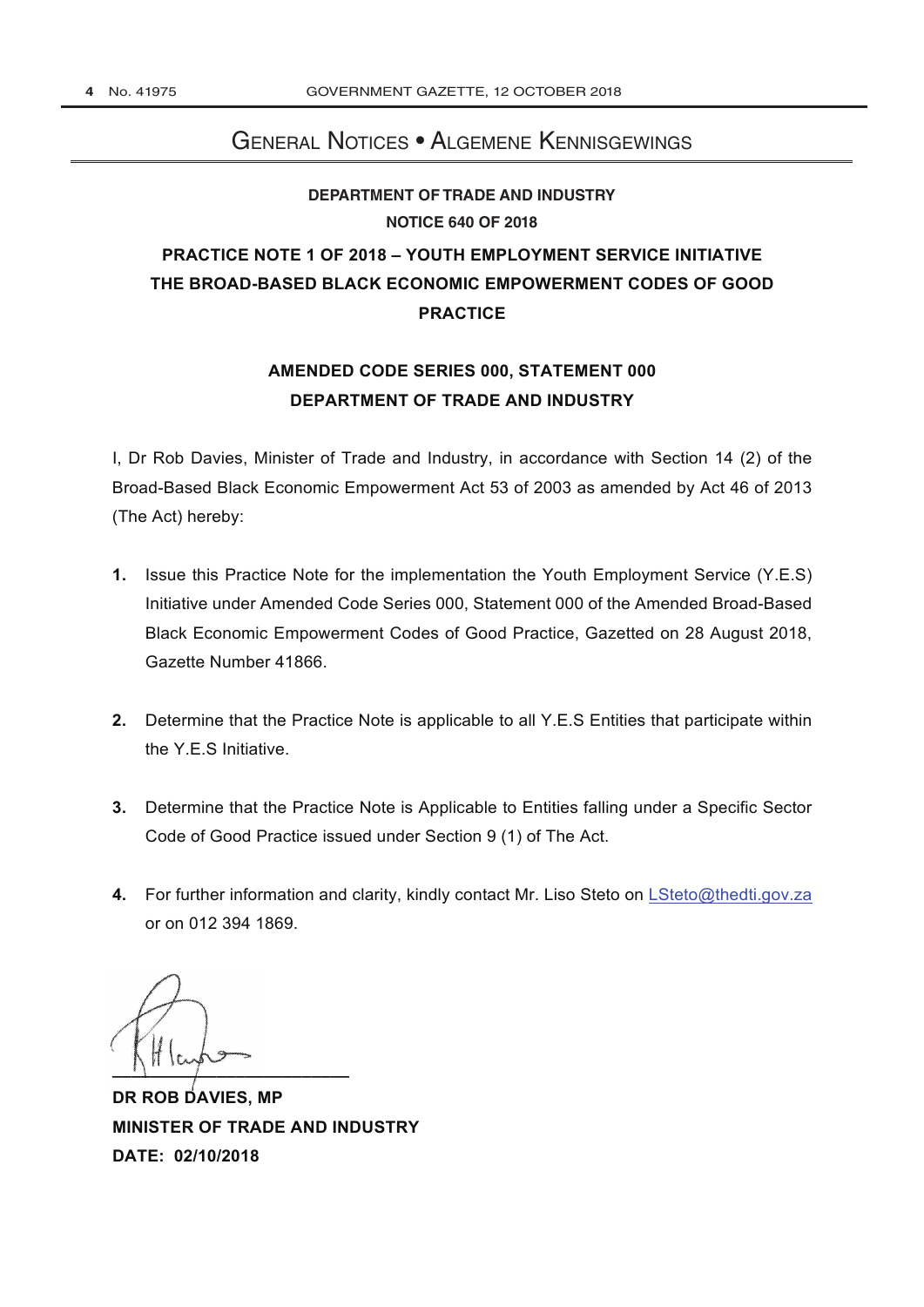# General Notices • Algemene Kennisgewings

## DEPARTMENT OF TRADE AND INDUSTRY

## NOTICE 640 OF 2018

## PRACTICE NOTE 1 OF 2018 – YOUTH EMPLOYMENT SERVICE INITIATIVE THE BROAD-BASED BLACK ECONOMIC EMPOWERMENT CODES OF GOOD PRACTICE

## AMENDED CODE SERIES 000, STATEMENT 000 DEPARTMENT OF TRADE AND INDUSTRY

I, Dr Rob Davies, Minister of Trade and Industry, in accordance with Section 14 (2) of the Broad-Based Black Economic Empowerment Act 53 of 2003 as amended by Act 46 of 2013 (The Act) hereby:

1. Issue this Practice Note for the implementation the Youth Employment Service (Y.E.S) Initiative under Amended Code Series 000, Statement 000 of the Amended Broad-Based Black Economic Empowerment Codes of Good Practice, Gazetted on 28 August 2018, Gazette Number 41866.

2. Determine that the Practice Note is applicable to all Y.E.S Entities that participate within the Y.E.S Initiative.

3. Determine that the Practice Note is Applicable to Entities falling under a Specific Sector Code of Good Practice issued under Section 9 (1) of The Act.

4. For further information and clarity, kindly contact Mr. Liso Steto on LSteto@thedti.gov.za or on 012 394 1869.

**DR ROB DAVIES, MP**
**MINISTER OF TRADE AND INDUSTRY**
**DATE: 02/10/2018**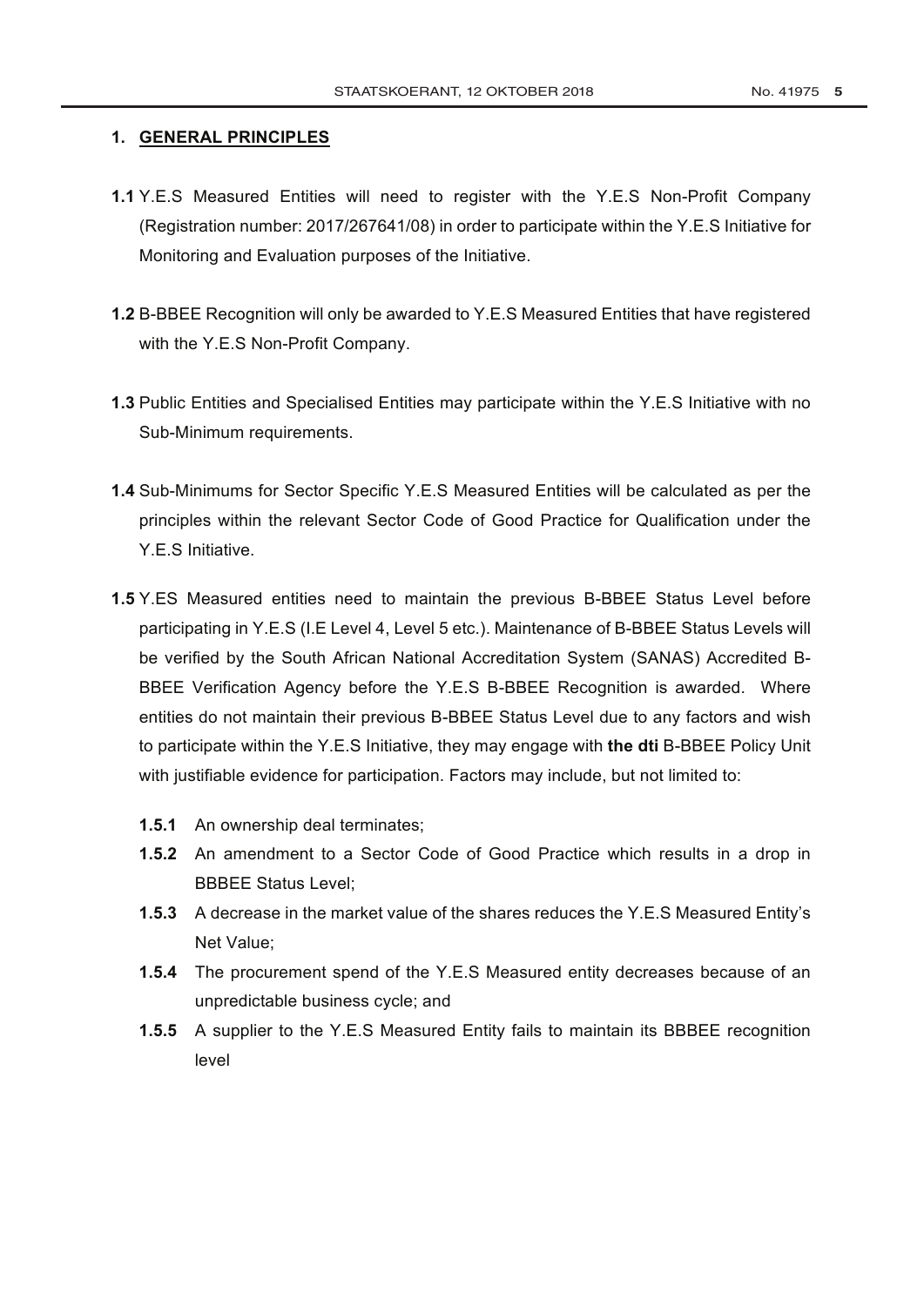## 1. GENERAL PRINCIPLES

**1.1** Y.E.S Measured Entities will need to register with the Y.E.S Non-Profit Company (Registration number: 2017/267641/08) in order to participate within the Y.E.S Initiative for Monitoring and Evaluation purposes of the Initiative.

**1.2** B-BBEE Recognition will only be awarded to Y.E.S Measured Entities that have registered with the Y.E.S Non-Profit Company.

**1.3** Public Entities and Specialised Entities may participate within the Y.E.S Initiative with no Sub-Minimum requirements.

**1.4** Sub-Minimums for Sector Specific Y.E.S Measured Entities will be calculated as per the principles within the relevant Sector Code of Good Practice for Qualification under the Y.E.S Initiative.

**1.5** Y.ES Measured entities need to maintain the previous B-BBEE Status Level before participating in Y.E.S (I.E Level 4, Level 5 etc.). Maintenance of B-BBEE Status Levels will be verified by the South African National Accreditation System (SANAS) Accredited B-BBEE Verification Agency before the Y.E.S B-BBEE Recognition is awarded. Where entities do not maintain their previous B-BBEE Status Level due to any factors and wish to participate within the Y.E.S Initiative, they may engage with **the dti** B-BBEE Policy Unit with justifiable evidence for participation. Factors may include, but not limited to:

- **1.5.1** An ownership deal terminates;
- **1.5.2** An amendment to a Sector Code of Good Practice which results in a drop in BBBEE Status Level;
- **1.5.3** A decrease in the market value of the shares reduces the Y.E.S Measured Entity's Net Value;
- **1.5.4** The procurement spend of the Y.E.S Measured entity decreases because of an unpredictable business cycle; and
- **1.5.5** A supplier to the Y.E.S Measured Entity fails to maintain its BBBEE recognition level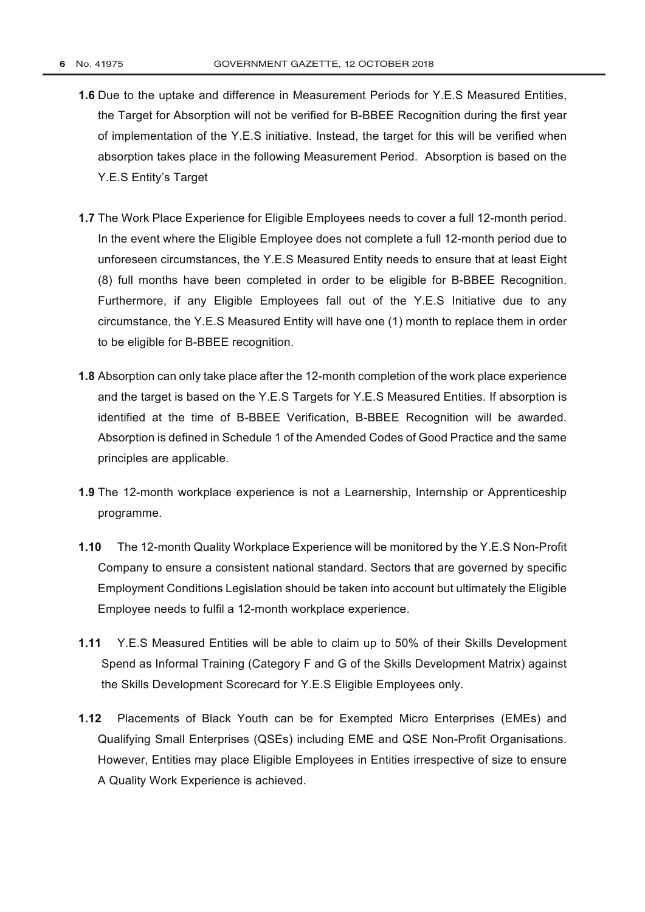**1.6** Due to the uptake and difference in Measurement Periods for Y.E.S Measured Entities, the Target for Absorption will not be verified for B-BBEE Recognition during the first year of implementation of the Y.E.S initiative. Instead, the target for this will be verified when absorption takes place in the following Measurement Period. Absorption is based on the Y.E.S Entity's Target

**1.7** The Work Place Experience for Eligible Employees needs to cover a full 12-month period. In the event where the Eligible Employee does not complete a full 12-month period due to unforeseen circumstances, the Y.E.S Measured Entity needs to ensure that at least Eight (8) full months have been completed in order to be eligible for B-BBEE Recognition. Furthermore, if any Eligible Employees fall out of the Y.E.S Initiative due to any circumstance, the Y.E.S Measured Entity will have one (1) month to replace them in order to be eligible for B-BBEE recognition.

**1.8** Absorption can only take place after the 12-month completion of the work place experience and the target is based on the Y.E.S Targets for Y.E.S Measured Entities. If absorption is identified at the time of B-BBEE Verification, B-BBEE Recognition will be awarded. Absorption is defined in Schedule 1 of the Amended Codes of Good Practice and the same principles are applicable.

**1.9** The 12-month workplace experience is not a Learnership, Internship or Apprenticeship programme.

**1.10** The 12-month Quality Workplace Experience will be monitored by the Y.E.S Non-Profit Company to ensure a consistent national standard. Sectors that are governed by specific Employment Conditions Legislation should be taken into account but ultimately the Eligible Employee needs to fulfil a 12-month workplace experience.

**1.11** Y.E.S Measured Entities will be able to claim up to 50% of their Skills Development Spend as Informal Training (Category F and G of the Skills Development Matrix) against the Skills Development Scorecard for Y.E.S Eligible Employees only.

**1.12** Placements of Black Youth can be for Exempted Micro Enterprises (EMEs) and Qualifying Small Enterprises (QSEs) including EME and QSE Non-Profit Organisations. However, Entities may place Eligible Employees in Entities irrespective of size to ensure A Quality Work Experience is achieved.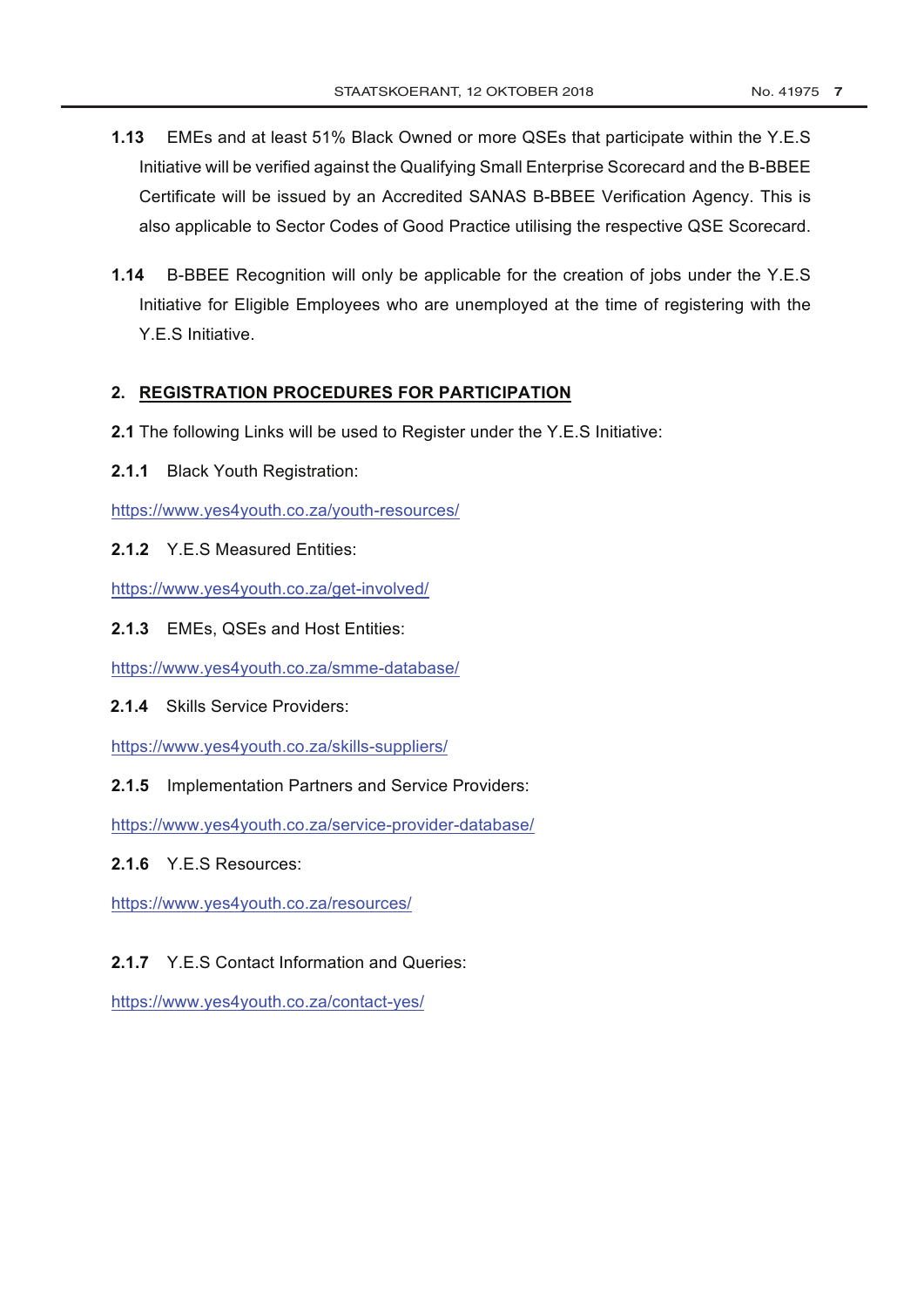**1.13** EMEs and at least 51% Black Owned or more QSEs that participate within the Y.E.S Initiative will be verified against the Qualifying Small Enterprise Scorecard and the B-BBEE Certificate will be issued by an Accredited SANAS B-BBEE Verification Agency. This is also applicable to Sector Codes of Good Practice utilising the respective QSE Scorecard.

**1.14** B-BBEE Recognition will only be applicable for the creation of jobs under the Y.E.S Initiative for Eligible Employees who are unemployed at the time of registering with the Y.E.S Initiative.

## 2. REGISTRATION PROCEDURES FOR PARTICIPATION

**2.1** The following Links will be used to Register under the Y.E.S Initiative:

**2.1.1** Black Youth Registration:

https://www.yes4youth.co.za/youth-resources/

**2.1.2** Y.E.S Measured Entities:

https://www.yes4youth.co.za/get-involved/

**2.1.3** EMEs, QSEs and Host Entities:

https://www.yes4youth.co.za/smme-database/

**2.1.4** Skills Service Providers:

https://www.yes4youth.co.za/skills-suppliers/

**2.1.5** Implementation Partners and Service Providers:

https://www.yes4youth.co.za/service-provider-database/

**2.1.6** Y.E.S Resources:

https://www.yes4youth.co.za/resources/

**2.1.7** Y.E.S Contact Information and Queries:

https://www.yes4youth.co.za/contact-yes/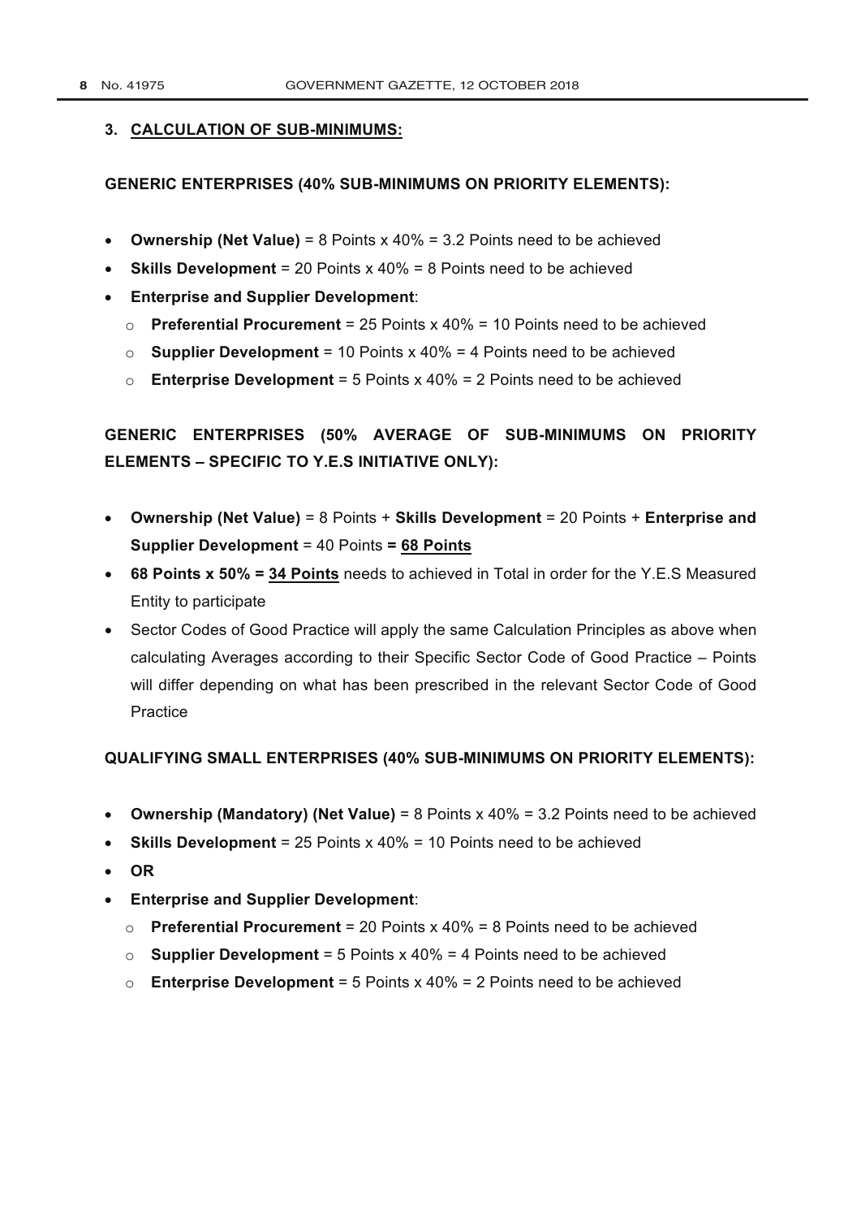### 3. CALCULATION OF SUB-MINIMUMS:

**GENERIC ENTERPRISES (40% SUB-MINIMUMS ON PRIORITY ELEMENTS):**

- **Ownership (Net Value)** = 8 Points x 40% = 3.2 Points need to be achieved
- **Skills Development** = 20 Points x 40% = 8 Points need to be achieved
- **Enterprise and Supplier Development**:
  - **Preferential Procurement** = 25 Points x 40% = 10 Points need to be achieved
  - **Supplier Development** = 10 Points x 40% = 4 Points need to be achieved
  - **Enterprise Development** = 5 Points x 40% = 2 Points need to be achieved

**GENERIC ENTERPRISES (50% AVERAGE OF SUB-MINIMUMS ON PRIORITY ELEMENTS – SPECIFIC TO Y.E.S INITIATIVE ONLY):**

- **Ownership (Net Value)** = 8 Points + **Skills Development** = 20 Points + **Enterprise and Supplier Development** = 40 Points **= 68 Points**
- **68 Points x 50% = 34 Points** needs to achieved in Total in order for the Y.E.S Measured Entity to participate
- Sector Codes of Good Practice will apply the same Calculation Principles as above when calculating Averages according to their Specific Sector Code of Good Practice – Points will differ depending on what has been prescribed in the relevant Sector Code of Good Practice

**QUALIFYING SMALL ENTERPRISES (40% SUB-MINIMUMS ON PRIORITY ELEMENTS):**

- **Ownership (Mandatory) (Net Value)** = 8 Points x 40% = 3.2 Points need to be achieved
- **Skills Development** = 25 Points x 40% = 10 Points need to be achieved
- **OR**
- **Enterprise and Supplier Development**:
  - **Preferential Procurement** = 20 Points x 40% = 8 Points need to be achieved
  - **Supplier Development** = 5 Points x 40% = 4 Points need to be achieved
  - **Enterprise Development** = 5 Points x 40% = 2 Points need to be achieved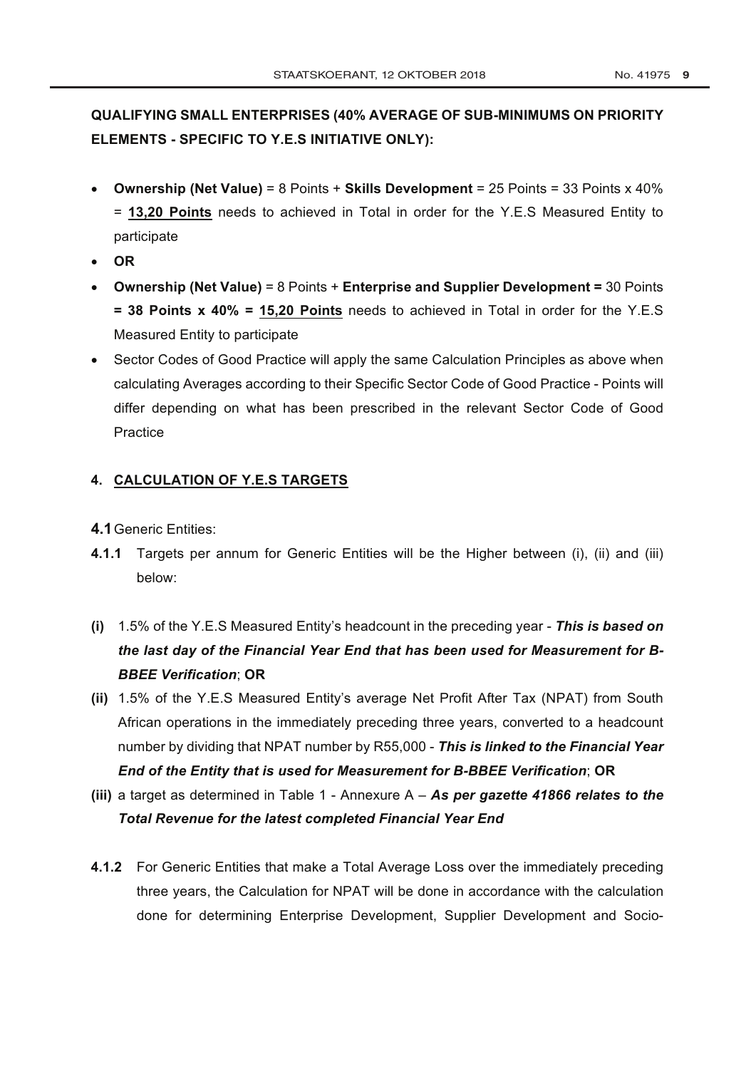**QUALIFYING SMALL ENTERPRISES (40% AVERAGE OF SUB-MINIMUMS ON PRIORITY ELEMENTS - SPECIFIC TO Y.E.S INITIATIVE ONLY):**

- **Ownership (Net Value)** = 8 Points + **Skills Development** = 25 Points = 33 Points x 40% = **<u>13,20 Points</u>** needs to achieved in Total in order for the Y.E.S Measured Entity to participate
- **OR**
- **Ownership (Net Value)** = 8 Points + **Enterprise and Supplier Development =** 30 Points **= 38 Points x 40% = <u>15,20 Points</u>** needs to achieved in Total in order for the Y.E.S Measured Entity to participate
- Sector Codes of Good Practice will apply the same Calculation Principles as above when calculating Averages according to their Specific Sector Code of Good Practice - Points will differ depending on what has been prescribed in the relevant Sector Code of Good Practice

## 4. <u>CALCULATION OF Y.E.S TARGETS</u>

**4.1** Generic Entities:

**4.1.1** Targets per annum for Generic Entities will be the Higher between (i), (ii) and (iii) below:

**(i)** 1.5% of the Y.E.S Measured Entity's headcount in the preceding year - ***This is based on the last day of the Financial Year End that has been used for Measurement for B-BBEE Verification***; **OR**

**(ii)** 1.5% of the Y.E.S Measured Entity's average Net Profit After Tax (NPAT) from South African operations in the immediately preceding three years, converted to a headcount number by dividing that NPAT number by R55,000 - ***This is linked to the Financial Year End of the Entity that is used for Measurement for B-BBEE Verification***; **OR**

**(iii)** a target as determined in Table 1 - Annexure A – ***As per gazette 41866 relates to the Total Revenue for the latest completed Financial Year End***

**4.1.2** For Generic Entities that make a Total Average Loss over the immediately preceding three years, the Calculation for NPAT will be done in accordance with the calculation done for determining Enterprise Development, Supplier Development and Socio-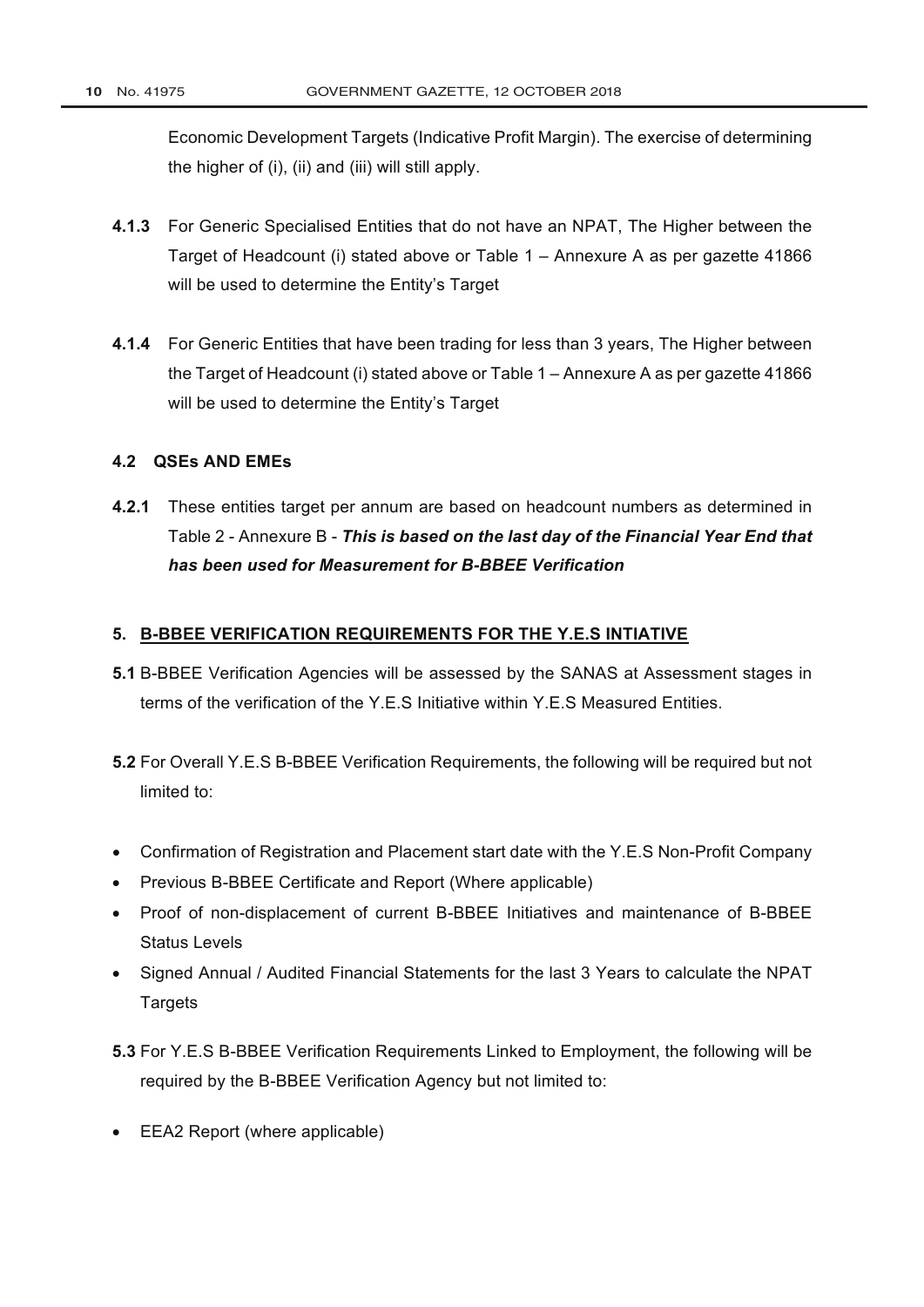Economic Development Targets (Indicative Profit Margin). The exercise of determining the higher of (i), (ii) and (iii) will still apply.

**4.1.3** For Generic Specialised Entities that do not have an NPAT, The Higher between the Target of Headcount (i) stated above or Table 1 – Annexure A as per gazette 41866 will be used to determine the Entity's Target

**4.1.4** For Generic Entities that have been trading for less than 3 years, The Higher between the Target of Headcount (i) stated above or Table 1 – Annexure A as per gazette 41866 will be used to determine the Entity's Target

### 4.2 QSEs AND EMEs

**4.2.1** These entities target per annum are based on headcount numbers as determined in Table 2 - Annexure B - ***This is based on the last day of the Financial Year End that has been used for Measurement for B-BBEE Verification***

## 5. <u>B-BBEE VERIFICATION REQUIREMENTS FOR THE Y.E.S INTIATIVE</u>

**5.1** B-BBEE Verification Agencies will be assessed by the SANAS at Assessment stages in terms of the verification of the Y.E.S Initiative within Y.E.S Measured Entities.

**5.2** For Overall Y.E.S B-BBEE Verification Requirements, the following will be required but not limited to:

- Confirmation of Registration and Placement start date with the Y.E.S Non-Profit Company
- Previous B-BBEE Certificate and Report (Where applicable)
- Proof of non-displacement of current B-BBEE Initiatives and maintenance of B-BBEE Status Levels
- Signed Annual / Audited Financial Statements for the last 3 Years to calculate the NPAT Targets

**5.3** For Y.E.S B-BBEE Verification Requirements Linked to Employment, the following will be required by the B-BBEE Verification Agency but not limited to:

- EEA2 Report (where applicable)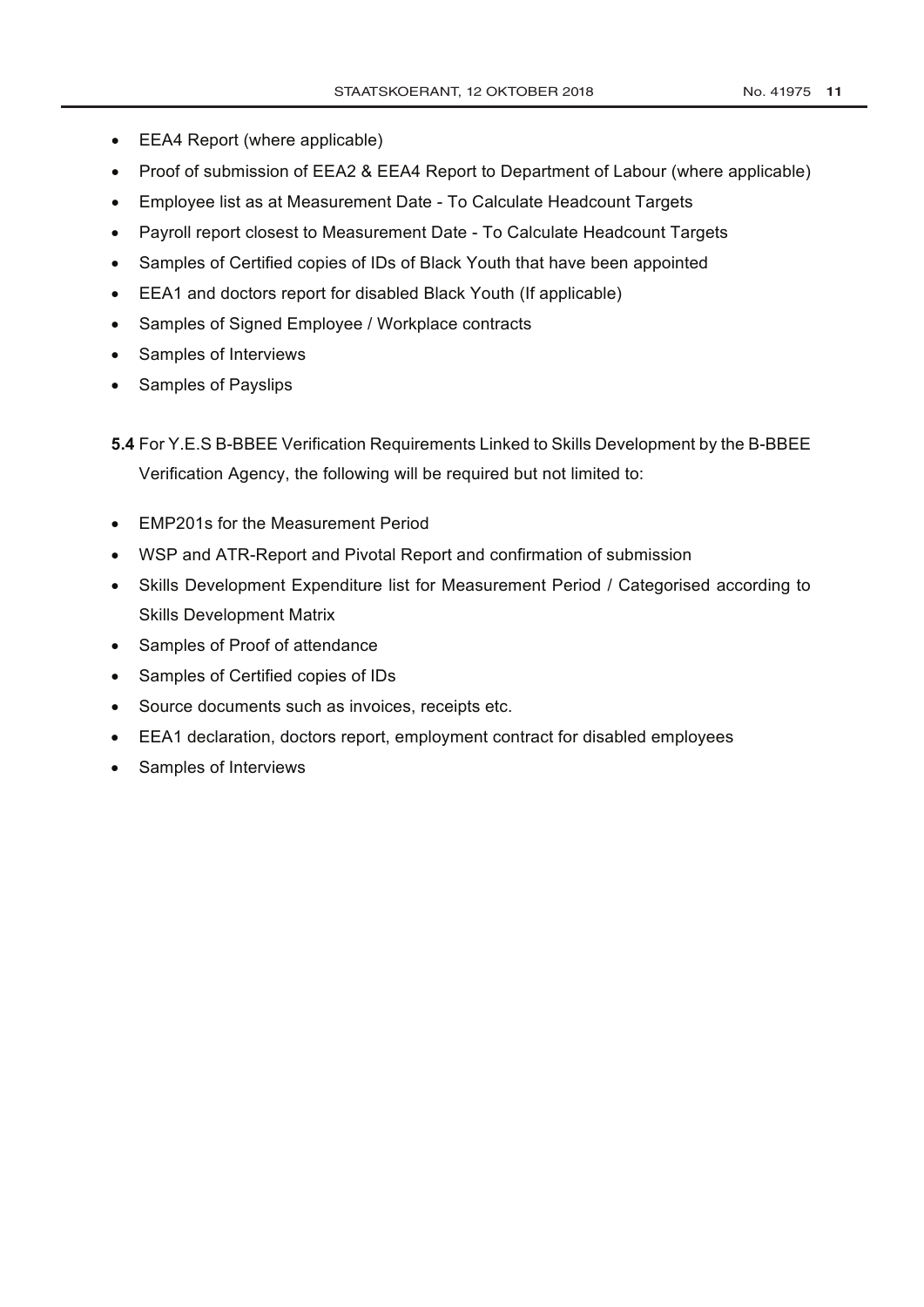- EEA4 Report (where applicable)
- Proof of submission of EEA2 & EEA4 Report to Department of Labour (where applicable)
- Employee list as at Measurement Date - To Calculate Headcount Targets
- Payroll report closest to Measurement Date - To Calculate Headcount Targets
- Samples of Certified copies of IDs of Black Youth that have been appointed
- EEA1 and doctors report for disabled Black Youth (If applicable)
- Samples of Signed Employee / Workplace contracts
- Samples of Interviews
- Samples of Payslips

**5.4** For Y.E.S B-BBEE Verification Requirements Linked to Skills Development by the B-BBEE Verification Agency, the following will be required but not limited to:

- EMP201s for the Measurement Period
- WSP and ATR-Report and Pivotal Report and confirmation of submission
- Skills Development Expenditure list for Measurement Period / Categorised according to Skills Development Matrix
- Samples of Proof of attendance
- Samples of Certified copies of IDs
- Source documents such as invoices, receipts etc.
- EEA1 declaration, doctors report, employment contract for disabled employees
- Samples of Interviews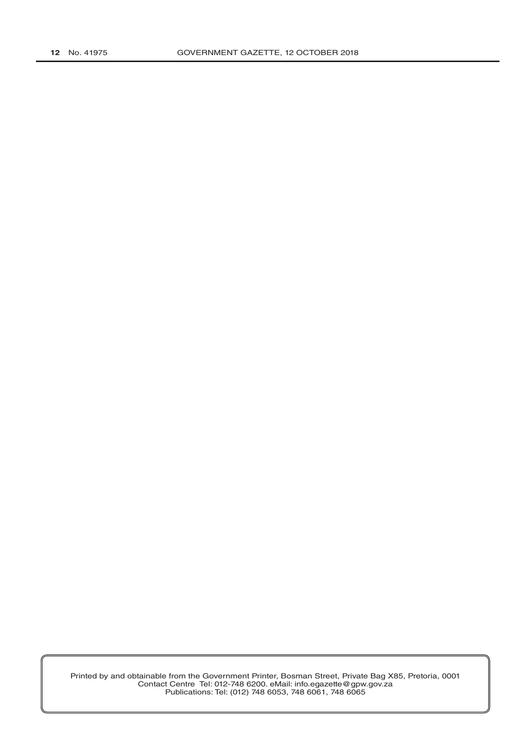Printed by and obtainable from the Government Printer, Bosman Street, Private Bag X85, Pretoria, 0001
Contact Centre Tel: 012-748 6200. eMail: info.egazette@gpw.gov.za
Publications: Tel: (012) 748 6053, 748 6061, 748 6065